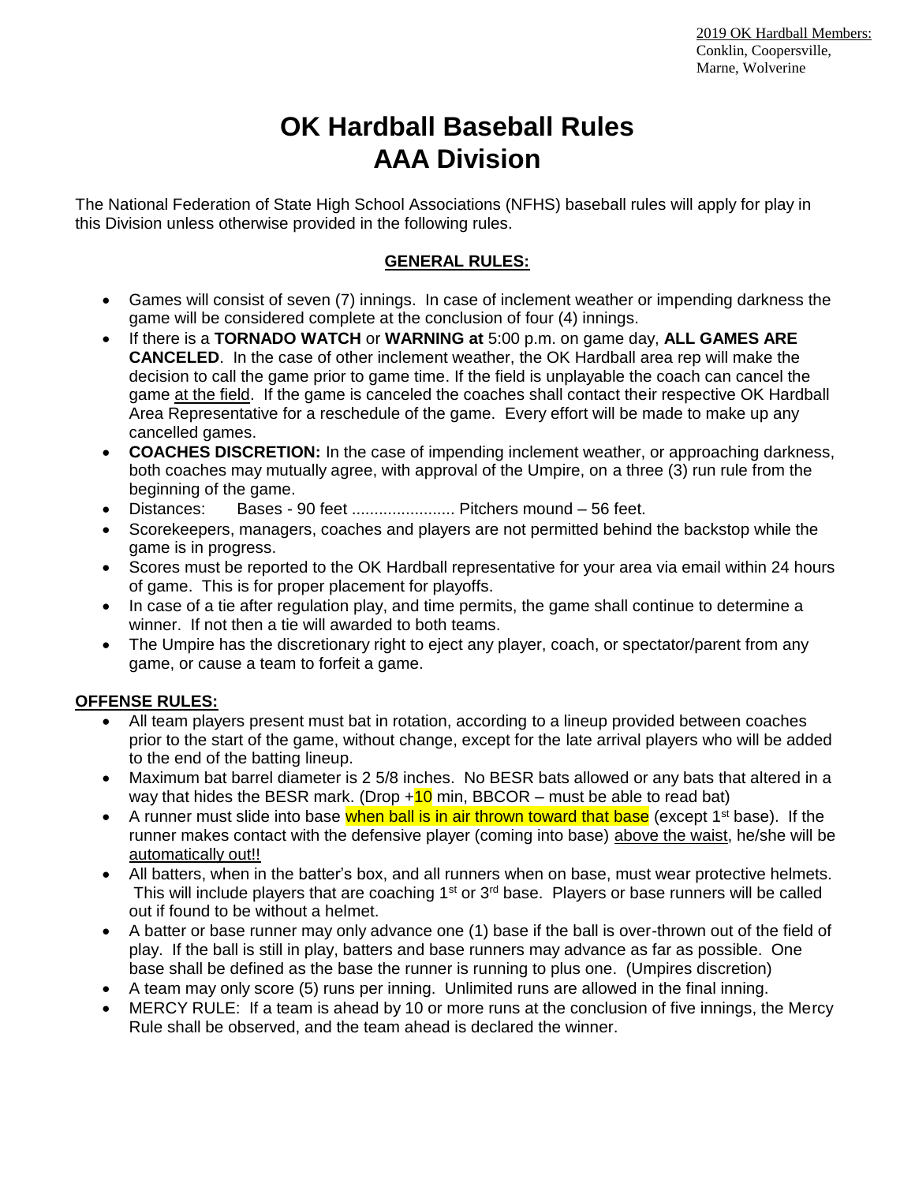2019 OK Hardball Members:
Conklin, Coopersville,
Marne, Wolverine

# OK Hardball Baseball Rules
# AAA Division

The National Federation of State High School Associations (NFHS) baseball rules will apply for play in this Division unless otherwise provided in the following rules.

## GENERAL RULES:

- Games will consist of seven (7) innings. In case of inclement weather or impending darkness the game will be considered complete at the conclusion of four (4) innings.
- If there is a **TORNADO WATCH** or **WARNING at** 5:00 p.m. on game day, **ALL GAMES ARE CANCELED**. In the case of other inclement weather, the OK Hardball area rep will make the decision to call the game prior to game time. If the field is unplayable the coach can cancel the game at the field. If the game is canceled the coaches shall contact their respective OK Hardball Area Representative for a reschedule of the game. Every effort will be made to make up any cancelled games.
- **COACHES DISCRETION:** In the case of impending inclement weather, or approaching darkness, both coaches may mutually agree, with approval of the Umpire, on a three (3) run rule from the beginning of the game.
- Distances: Bases - 90 feet ....................... Pitchers mound – 56 feet.
- Scorekeepers, managers, coaches and players are not permitted behind the backstop while the game is in progress.
- Scores must be reported to the OK Hardball representative for your area via email within 24 hours of game. This is for proper placement for playoffs.
- In case of a tie after regulation play, and time permits, the game shall continue to determine a winner. If not then a tie will awarded to both teams.
- The Umpire has the discretionary right to eject any player, coach, or spectator/parent from any game, or cause a team to forfeit a game.

## OFFENSE RULES:

- All team players present must bat in rotation, according to a lineup provided between coaches prior to the start of the game, without change, except for the late arrival players who will be added to the end of the batting lineup.
- Maximum bat barrel diameter is 2 5/8 inches. No BESR bats allowed or any bats that altered in a way that hides the BESR mark. (Drop +10 min, BBCOR – must be able to read bat)
- A runner must slide into base when ball is in air thrown toward that base (except 1st base). If the runner makes contact with the defensive player (coming into base) above the waist, he/she will be automatically out!!
- All batters, when in the batter's box, and all runners when on base, must wear protective helmets. This will include players that are coaching 1st or 3rd base. Players or base runners will be called out if found to be without a helmet.
- A batter or base runner may only advance one (1) base if the ball is over-thrown out of the field of play. If the ball is still in play, batters and base runners may advance as far as possible. One base shall be defined as the base the runner is running to plus one. (Umpires discretion)
- A team may only score (5) runs per inning. Unlimited runs are allowed in the final inning.
- MERCY RULE: If a team is ahead by 10 or more runs at the conclusion of five innings, the Mercy Rule shall be observed, and the team ahead is declared the winner.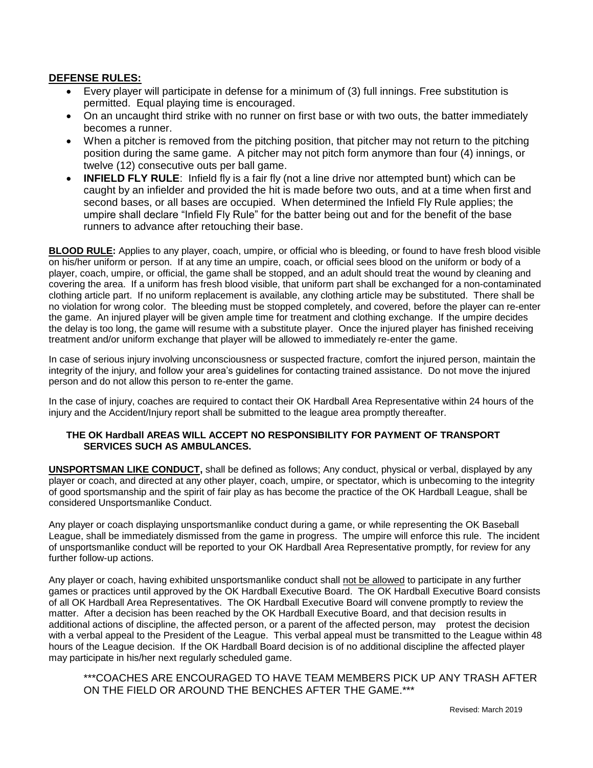## DEFENSE RULES:

- Every player will participate in defense for a minimum of (3) full innings. Free substitution is permitted. Equal playing time is encouraged.
- On an uncaught third strike with no runner on first base or with two outs, the batter immediately becomes a runner.
- When a pitcher is removed from the pitching position, that pitcher may not return to the pitching position during the same game. A pitcher may not pitch form anymore than four (4) innings, or twelve (12) consecutive outs per ball game.
- **INFIELD FLY RULE**: Infield fly is a fair fly (not a line drive nor attempted bunt) which can be caught by an infielder and provided the hit is made before two outs, and at a time when first and second bases, or all bases are occupied. When determined the Infield Fly Rule applies; the umpire shall declare "Infield Fly Rule" for the batter being out and for the benefit of the base runners to advance after retouching their base.

**BLOOD RULE:** Applies to any player, coach, umpire, or official who is bleeding, or found to have fresh blood visible on his/her uniform or person. If at any time an umpire, coach, or official sees blood on the uniform or body of a player, coach, umpire, or official, the game shall be stopped, and an adult should treat the wound by cleaning and covering the area. If a uniform has fresh blood visible, that uniform part shall be exchanged for a non-contaminated clothing article part. If no uniform replacement is available, any clothing article may be substituted. There shall be no violation for wrong color. The bleeding must be stopped completely, and covered, before the player can re-enter the game. An injured player will be given ample time for treatment and clothing exchange. If the umpire decides the delay is too long, the game will resume with a substitute player. Once the injured player has finished receiving treatment and/or uniform exchange that player will be allowed to immediately re-enter the game.

In case of serious injury involving unconsciousness or suspected fracture, comfort the injured person, maintain the integrity of the injury, and follow your area's guidelines for contacting trained assistance. Do not move the injured person and do not allow this person to re-enter the game.

In the case of injury, coaches are required to contact their OK Hardball Area Representative within 24 hours of the injury and the Accident/Injury report shall be submitted to the league area promptly thereafter.

**THE OK Hardball AREAS WILL ACCEPT NO RESPONSIBILITY FOR PAYMENT OF TRANSPORT SERVICES SUCH AS AMBULANCES.**

**UNSPORTSMAN LIKE CONDUCT,** shall be defined as follows; Any conduct, physical or verbal, displayed by any player or coach, and directed at any other player, coach, umpire, or spectator, which is unbecoming to the integrity of good sportsmanship and the spirit of fair play as has become the practice of the OK Hardball League, shall be considered Unsportsmanlike Conduct.

Any player or coach displaying unsportsmanlike conduct during a game, or while representing the OK Baseball League, shall be immediately dismissed from the game in progress. The umpire will enforce this rule. The incident of unsportsmanlike conduct will be reported to your OK Hardball Area Representative promptly, for review for any further follow-up actions.

Any player or coach, having exhibited unsportsmanlike conduct shall not be allowed to participate in any further games or practices until approved by the OK Hardball Executive Board. The OK Hardball Executive Board consists of all OK Hardball Area Representatives. The OK Hardball Executive Board will convene promptly to review the matter. After a decision has been reached by the OK Hardball Executive Board, and that decision results in additional actions of discipline, the affected person, or a parent of the affected person, may protest the decision with a verbal appeal to the President of the League. This verbal appeal must be transmitted to the League within 48 hours of the League decision. If the OK Hardball Board decision is of no additional discipline the affected player may participate in his/her next regularly scheduled game.

***COACHES ARE ENCOURAGED TO HAVE TEAM MEMBERS PICK UP ANY TRASH AFTER ON THE FIELD OR AROUND THE BENCHES AFTER THE GAME.***

Revised: March 2019